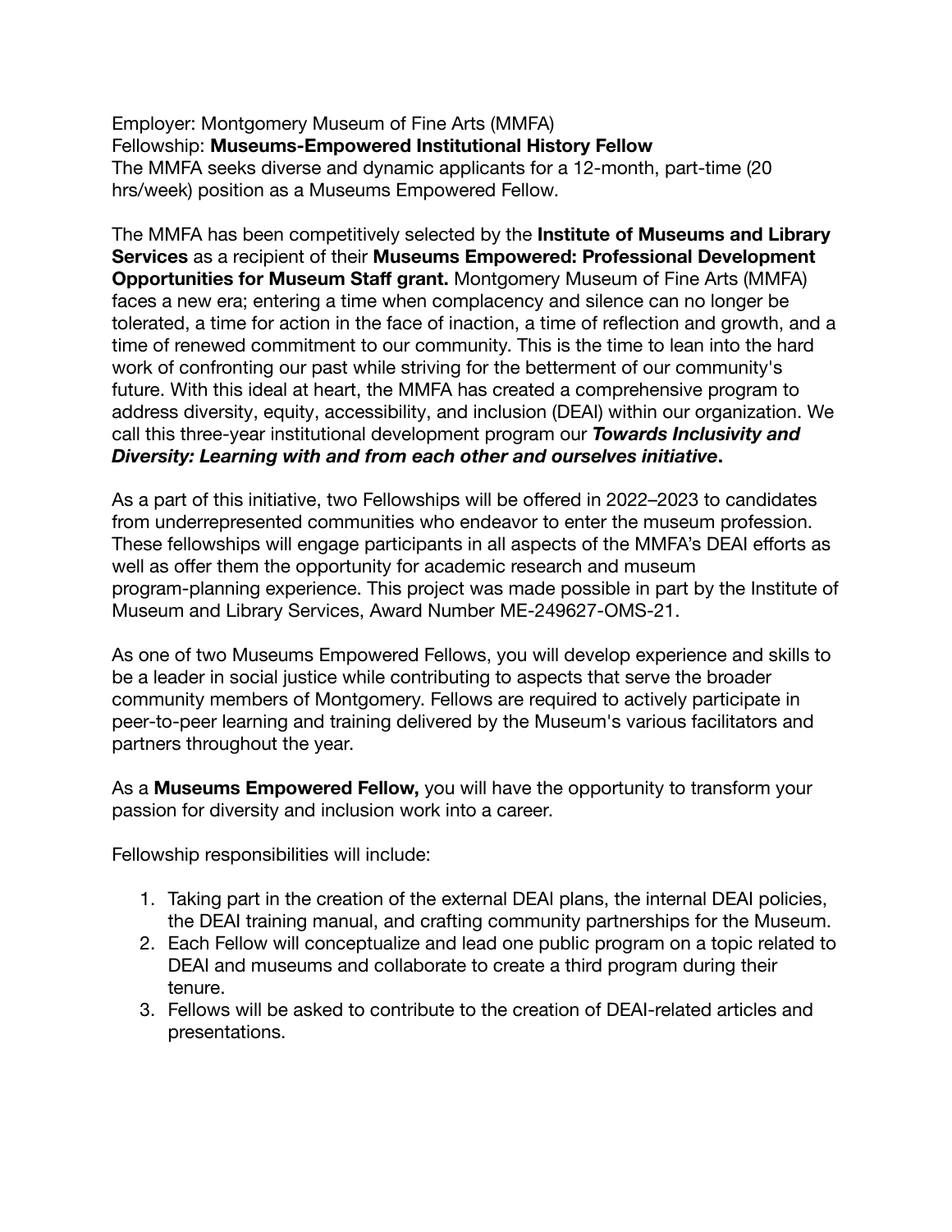Employer: Montgomery Museum of Fine Arts (MMFA)
Fellowship: **Museums-Empowered Institutional History Fellow**
The MMFA seeks diverse and dynamic applicants for a 12-month, part-time (20 hrs/week) position as a Museums Empowered Fellow.

The MMFA has been competitively selected by the **Institute of Museums and Library Services** as a recipient of their **Museums Empowered: Professional Development Opportunities for Museum Staff grant.** Montgomery Museum of Fine Arts (MMFA) faces a new era; entering a time when complacency and silence can no longer be tolerated, a time for action in the face of inaction, a time of reflection and growth, and a time of renewed commitment to our community. This is the time to lean into the hard work of confronting our past while striving for the betterment of our community's future. With this ideal at heart, the MMFA has created a comprehensive program to address diversity, equity, accessibility, and inclusion (DEAI) within our organization. We call this three-year institutional development program our ***Towards Inclusivity and Diversity: Learning with and from each other and ourselves initiative*.**

As a part of this initiative, two Fellowships will be offered in 2022–2023 to candidates from underrepresented communities who endeavor to enter the museum profession. These fellowships will engage participants in all aspects of the MMFA's DEAI efforts as well as offer them the opportunity for academic research and museum program-planning experience. This project was made possible in part by the Institute of Museum and Library Services, Award Number ME-249627-OMS-21.

As one of two Museums Empowered Fellows, you will develop experience and skills to be a leader in social justice while contributing to aspects that serve the broader community members of Montgomery. Fellows are required to actively participate in peer-to-peer learning and training delivered by the Museum's various facilitators and partners throughout the year.

As a **Museums Empowered Fellow,** you will have the opportunity to transform your passion for diversity and inclusion work into a career.

Fellowship responsibilities will include:

1. Taking part in the creation of the external DEAI plans, the internal DEAI policies, the DEAI training manual, and crafting community partnerships for the Museum.
2. Each Fellow will conceptualize and lead one public program on a topic related to DEAI and museums and collaborate to create a third program during their tenure.
3. Fellows will be asked to contribute to the creation of DEAI-related articles and presentations.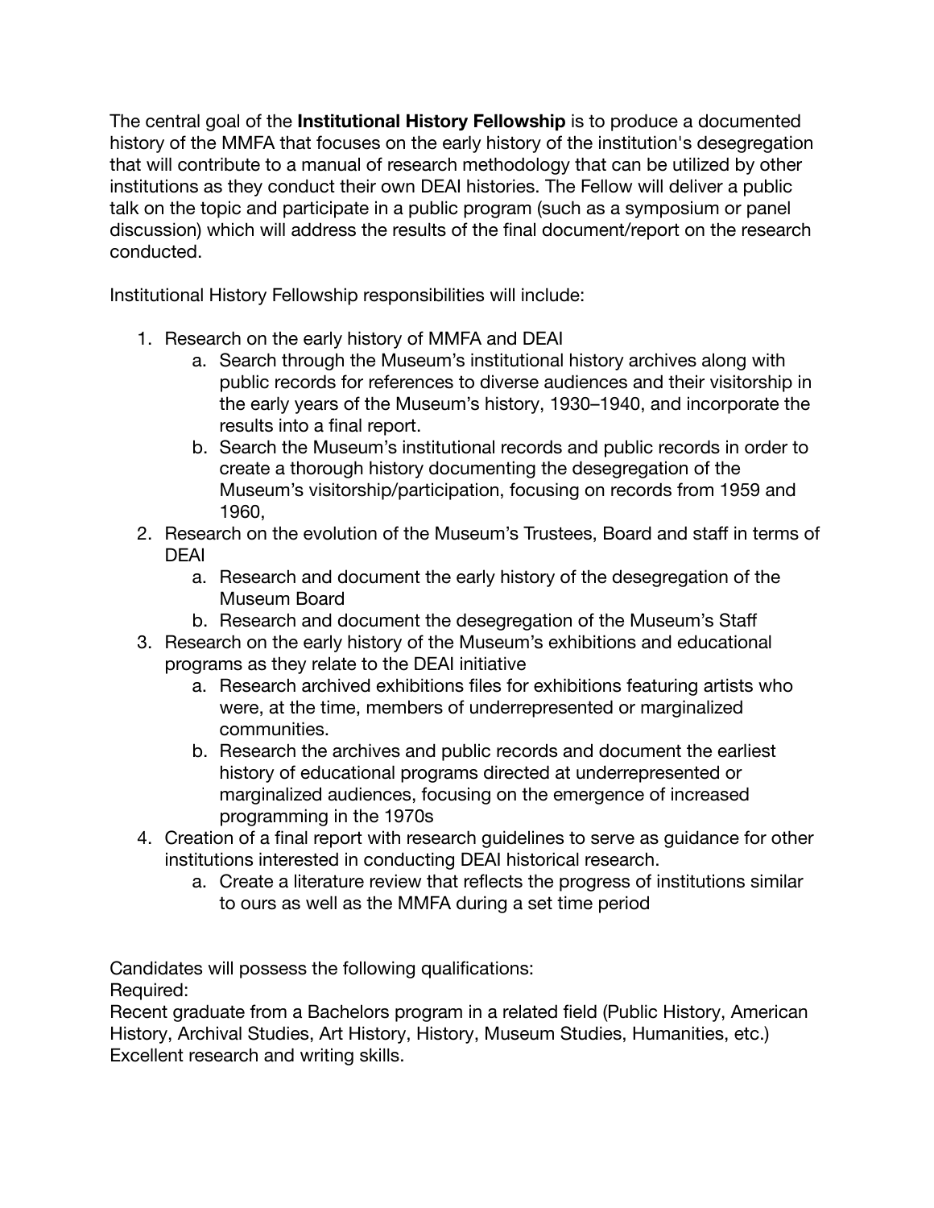The central goal of the **Institutional History Fellowship** is to produce a documented history of the MMFA that focuses on the early history of the institution's desegregation that will contribute to a manual of research methodology that can be utilized by other institutions as they conduct their own DEAI histories. The Fellow will deliver a public talk on the topic and participate in a public program (such as a symposium or panel discussion) which will address the results of the final document/report on the research conducted.

Institutional History Fellowship responsibilities will include:

1. Research on the early history of MMFA and DEAI
   a. Search through the Museum's institutional history archives along with public records for references to diverse audiences and their visitorship in the early years of the Museum's history, 1930–1940, and incorporate the results into a final report.
   b. Search the Museum's institutional records and public records in order to create a thorough history documenting the desegregation of the Museum's visitorship/participation, focusing on records from 1959 and 1960,
2. Research on the evolution of the Museum's Trustees, Board and staff in terms of DEAI
   a. Research and document the early history of the desegregation of the Museum Board
   b. Research and document the desegregation of the Museum's Staff
3. Research on the early history of the Museum's exhibitions and educational programs as they relate to the DEAI initiative
   a. Research archived exhibitions files for exhibitions featuring artists who were, at the time, members of underrepresented or marginalized communities.
   b. Research the archives and public records and document the earliest history of educational programs directed at underrepresented or marginalized audiences, focusing on the emergence of increased programming in the 1970s
4. Creation of a final report with research guidelines to serve as guidance for other institutions interested in conducting DEAI historical research.
   a. Create a literature review that reflects the progress of institutions similar to ours as well as the MMFA during a set time period

Candidates will possess the following qualifications:
Required:
Recent graduate from a Bachelors program in a related field (Public History, American History, Archival Studies, Art History, History, Museum Studies, Humanities, etc.)
Excellent research and writing skills.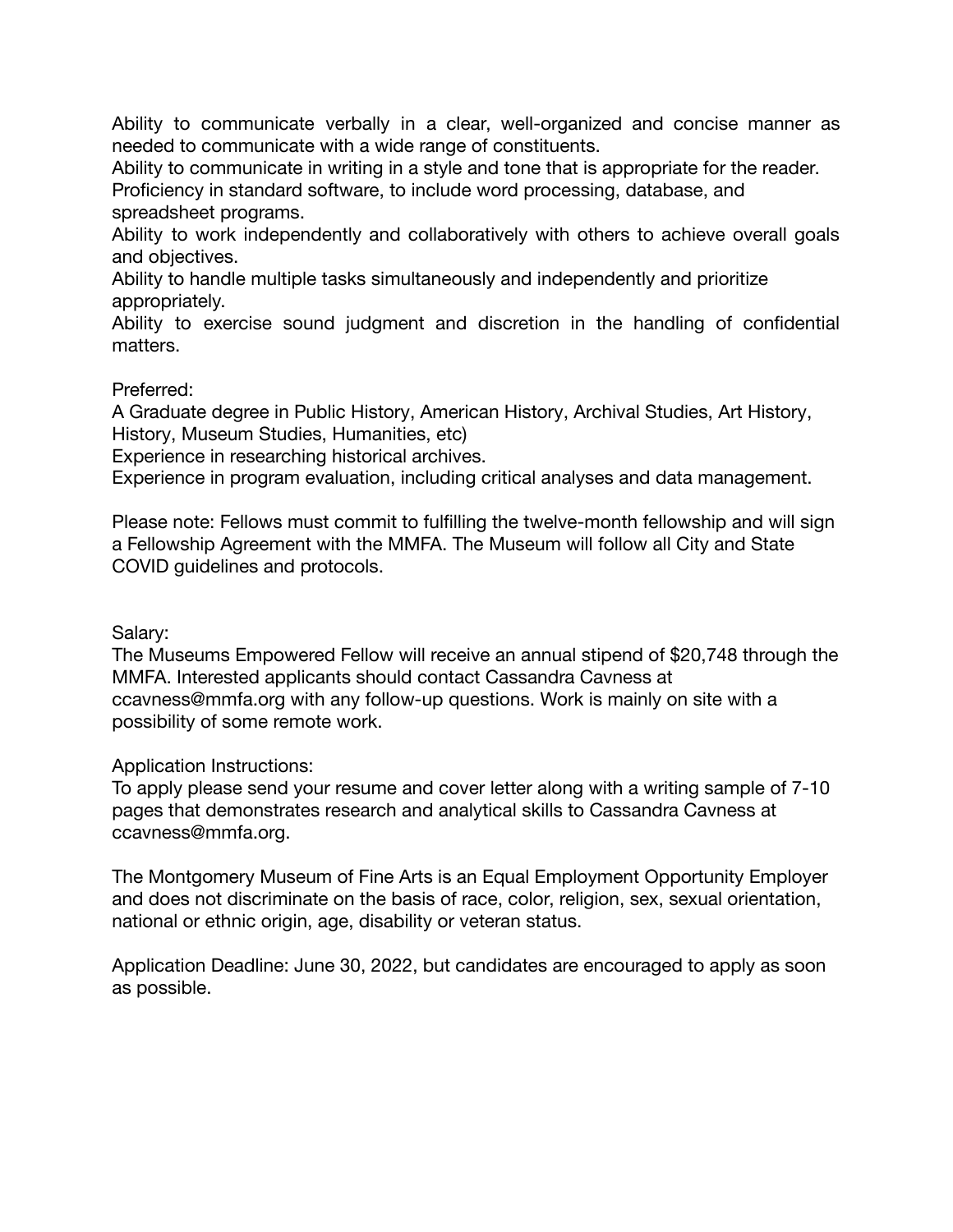Ability to communicate verbally in a clear, well-organized and concise manner as needed to communicate with a wide range of constituents.
Ability to communicate in writing in a style and tone that is appropriate for the reader.
Proficiency in standard software, to include word processing, database, and spreadsheet programs.
Ability to work independently and collaboratively with others to achieve overall goals and objectives.
Ability to handle multiple tasks simultaneously and independently and prioritize appropriately.
Ability to exercise sound judgment and discretion in the handling of confidential matters.

Preferred:
A Graduate degree in Public History, American History, Archival Studies, Art History, History, Museum Studies, Humanities, etc)
Experience in researching historical archives.
Experience in program evaluation, including critical analyses and data management.

Please note: Fellows must commit to fulfilling the twelve-month fellowship and will sign a Fellowship Agreement with the MMFA. The Museum will follow all City and State COVID guidelines and protocols.

Salary:
The Museums Empowered Fellow will receive an annual stipend of $20,748 through the MMFA. Interested applicants should contact Cassandra Cavness at ccavness@mmfa.org with any follow-up questions. Work is mainly on site with a possibility of some remote work.

Application Instructions:
To apply please send your resume and cover letter along with a writing sample of 7-10 pages that demonstrates research and analytical skills to Cassandra Cavness at ccavness@mmfa.org.

The Montgomery Museum of Fine Arts is an Equal Employment Opportunity Employer and does not discriminate on the basis of race, color, religion, sex, sexual orientation, national or ethnic origin, age, disability or veteran status.

Application Deadline: June 30, 2022, but candidates are encouraged to apply as soon as possible.